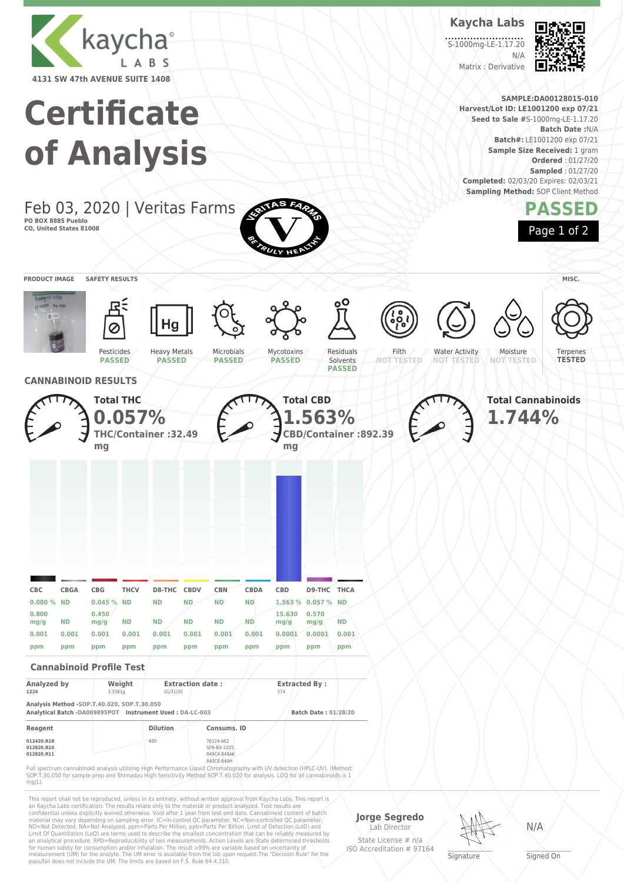kaycha LABS

4131 SW 47th AVENUE SUITE 1408

**Kaycha Labs**

S-1000mg-LE-1.17.20

N/A

Matrix : Derivative

# Certificate of Analysis

**SAMPLE:DA00128015-010**
**Harvest/Lot ID: LE1001200 exp 07/21**
**Seed to Sale #**S-1000mg-LE-1.17.20
**Batch Date :**N/A
**Batch#:** LE1001200 exp 07/21
**Sample Size Received:** 1 gram
**Ordered** : 01/27/20
**Sampled** : 01/27/20
**Completed:** 02/03/20 Expires: 02/03/21
**Sampling Method:** SOP Client Method

Feb 03, 2020 | Veritas Farms

PO BOX 8885 Pueblo
CO, United States 81008

VERITAS FARMS BE TRULY HEALTHY

**PASSED**

PRODUCT IMAGE | SAFETY RESULTS | MISC.

| Pesticides | Heavy Metals | Microbials | Mycotoxins | Residuals Solvents | Filth | Water Activity | Moisture | Terpenes |
|---|---|---|---|---|---|---|---|---|
| PASSED | PASSED | PASSED | PASSED | PASSED | NOT TESTED | NOT TESTED | NOT TESTED | TESTED |

## CANNABINOID RESULTS

**Total THC**
**0.057%**
THC/Container :32.49 mg

**Total CBD**
**1.563%**
CBD/Container :892.39 mg

**Total Cannabinoids**
**1.744%**

| CBC | CBGA | CBG | THCV | D8-THC | CBDV | CBN | CBDA | CBD | D9-THC | THCA |
|---|---|---|---|---|---|---|---|---|---|---|
| 0.080 % | ND | 0.045 % | ND | ND | ND | ND | ND | 1.563 % | 0.057 % | ND |
| 0.800 mg/g | ND | 0.450 mg/g | ND | ND | ND | ND | ND | 15.630 mg/g | 0.570 mg/g | ND |
| 0.001 ppm | 0.001 ppm | 0.001 ppm | 0.001 ppm | 0.001 ppm | 0.001 ppm | 0.001 ppm | 0.001 ppm | 0.0001 ppm | 0.0001 ppm | 0.001 ppm |

### Cannabinoid Profile Test

| Analyzed by | Weight | Extraction date : | Extracted By : |
|---|---|---|---|
| 1224 | 3.3381g | 01/31/20 | 574 |

Analysis Method -SOP.T.40.020, SOP.T.30.050
Analytical Batch -DA009895POT Instrument Used : DA-LC-003 Batch Date : 01/28/20

| Reagent | Dilution | Consums. ID |
|---|---|---|
| 012420.R18<br>012820.R10<br>012820.R11 | 400 | 76124-662<br>SFN-BX-1025<br>849C4-849AK<br>840C6-840H |

Full spectrum cannabinoid analysis utilizing High Performance Liquid Chromatography with UV detection (HPLC-UV). (Method: SOP.T.30.050 for sample prep and Shimadzu High Sensitivity Method SOP.T.40.020 for analysis. LOQ for all cannabinoids is 1 mg/L).

This report shall not be reproduced, unless in its entirety, without written approval from Kaycha Labs. This report is an Kaycha Labs certification. The results relate only to the material or product analyzed. Test results are confidential unless explicitly waived otherwise. Void after 1 year from test end date. Cannabinoid content of batch material may vary depending on sampling error. IC=In-control QC parameter, NC=Non-controlled QC parameter, ND=Not Detected, NA=Not Analyzed, ppm=Parts Per Million, ppb=Parts Per Billion. Limit of Detection (LoD) and Limit Of Quantitation (LoQ) are terms used to describe the smallest concentration that can be reliably measured by an analytical procedure. RPD=Reproducibility of two measurements. Action Levels are State determined thresholds for human safety for consumption and/or inhalation. The result >99% are variable based on uncertainty of measurement (UM) for the analyte. The UM error is available from the lab upon request.The "Decision Rule" for the pass/fail does not include the UM. The limits are based on F.S. Rule 64-4.310.

**Jorge Segredo**
Lab Director
State License # n/a
ISO Accreditation # 97164

Signature

N/A
Signed On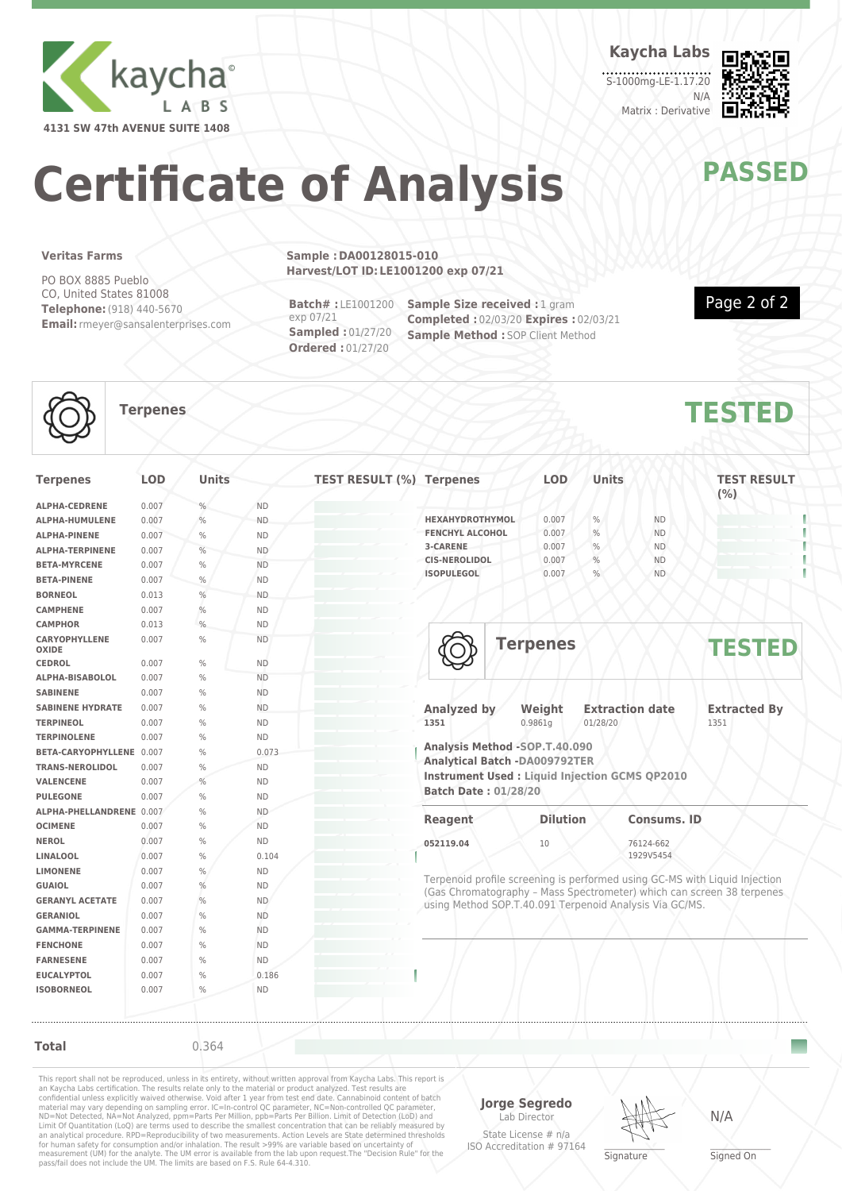kaycha LABS

4131 SW 47th AVENUE SUITE 1408

**Kaycha Labs**

S-1000mg-LE-1.17.20
N/A
Matrix : Derivative

# Certificate of Analysis

**PASSED**

**Veritas Farms**

PO BOX 8885 Pueblo
CO, United States 81008
**Telephone:** (918) 440-5670
**Email:** rmeyer@sansalenterprises.com

**Sample :** DA00128015-010
**Harvest/LOT ID:** LE1001200 exp 07/21

**Batch# :** LE1001200 exp 07/21
**Sampled :** 01/27/20
**Ordered :** 01/27/20

**Sample Size received :** 1 gram
**Completed :** 02/03/20 **Expires :** 02/03/21
**Sample Method :** SOP Client Method

## Terpenes — TESTED

| Terpenes | LOD | Units | TEST RESULT (%) |
|---|---|---|---|
| ALPHA-CEDRENE | 0.007 | % | ND |
| ALPHA-HUMULENE | 0.007 | % | ND |
| ALPHA-PINENE | 0.007 | % | ND |
| ALPHA-TERPINENE | 0.007 | % | ND |
| BETA-MYRCENE | 0.007 | % | ND |
| BETA-PINENE | 0.007 | % | ND |
| BORNEOL | 0.013 | % | ND |
| CAMPHENE | 0.007 | % | ND |
| CAMPHOR | 0.013 | % | ND |
| CARYOPHYLLENE OXIDE | 0.007 | % | ND |
| CEDROL | 0.007 | % | ND |
| ALPHA-BISABOLOL | 0.007 | % | ND |
| SABINENE | 0.007 | % | ND |
| SABINENE HYDRATE | 0.007 | % | ND |
| TERPINEOL | 0.007 | % | ND |
| TERPINOLENE | 0.007 | % | ND |
| BETA-CARYOPHYLLENE | 0.007 | % | 0.073 |
| TRANS-NEROLIDOL | 0.007 | % | ND |
| VALENCENE | 0.007 | % | ND |
| PULEGONE | 0.007 | % | ND |
| ALPHA-PHELLANDRENE | 0.007 | % | ND |
| OCIMENE | 0.007 | % | ND |
| NEROL | 0.007 | % | ND |
| LINALOOL | 0.007 | % | 0.104 |
| LIMONENE | 0.007 | % | ND |
| GUAIOL | 0.007 | % | ND |
| GERANYL ACETATE | 0.007 | % | ND |
| GERANIOL | 0.007 | % | ND |
| GAMMA-TERPINENE | 0.007 | % | ND |
| FENCHONE | 0.007 | % | ND |
| FARNESENE | 0.007 | % | ND |
| EUCALYPTOL | 0.007 | % | 0.186 |
| ISOBORNEOL | 0.007 | % | ND |
| HEXAHYDROTHYMOL | 0.007 | % | ND |
| FENCHYL ALCOHOL | 0.007 | % | ND |
| 3-CARENE | 0.007 | % | ND |
| CIS-NEROLIDOL | 0.007 | % | ND |
| ISOPULEGOL | 0.007 | % | ND |

**Total** 0.364

## Terpenes — TESTED

| Analyzed by | Weight | Extraction date | Extracted By |
|---|---|---|---|
| 1351 | 0.9861g | 01/28/20 | 1351 |

**Analysis Method -SOP.T.40.090**
**Analytical Batch -DA009792TER**
**Instrument Used : Liquid Injection GCMS QP2010**
**Batch Date : 01/28/20**

| Reagent | Dilution | Consums. ID |
|---|---|---|
| 052119.04 | 10 | 76124-662 1929V5454 |

Terpenoid profile screening is performed using GC-MS with Liquid Injection (Gas Chromatography – Mass Spectrometer) which can screen 38 terpenes using Method SOP.T.40.091 Terpenoid Analysis Via GC/MS.

This report shall not be reproduced, unless in its entirety, without written approval from Kaycha Labs. This report is an Kaycha Labs certification. The results relate only to the material or product analyzed. Test results are confidential unless explicitly waived otherwise. Void after 1 year from test end date. Cannabinoid content of batch material may vary depending on sampling error. IC=In-control QC parameter, NC=Non-controlled QC parameter, ND=Not Detected, NA=Not Analyzed, ppm=Parts Per Million, ppb=Parts Per Billion. Limit of Detection (LoD) and Limit Of Quantitation (LoQ) are terms used to describe the smallest concentration that can be reliably measured by an analytical procedure. RPD=Reproducibility of two measurements. Action Levels are State determined thresholds for human safety for consumption and/or inhalation. The result >99% are variable based on uncertainty of measurement (UM) for the analyte. The UM error is available from the lab upon request.The "Decision Rule" for the pass/fail does not include the UM. The limits are based on F.S. Rule 64-4.310.

**Jorge Segredo**
Lab Director
State License # n/a
ISO Accreditation # 97164

Signature

N/A
Signed On